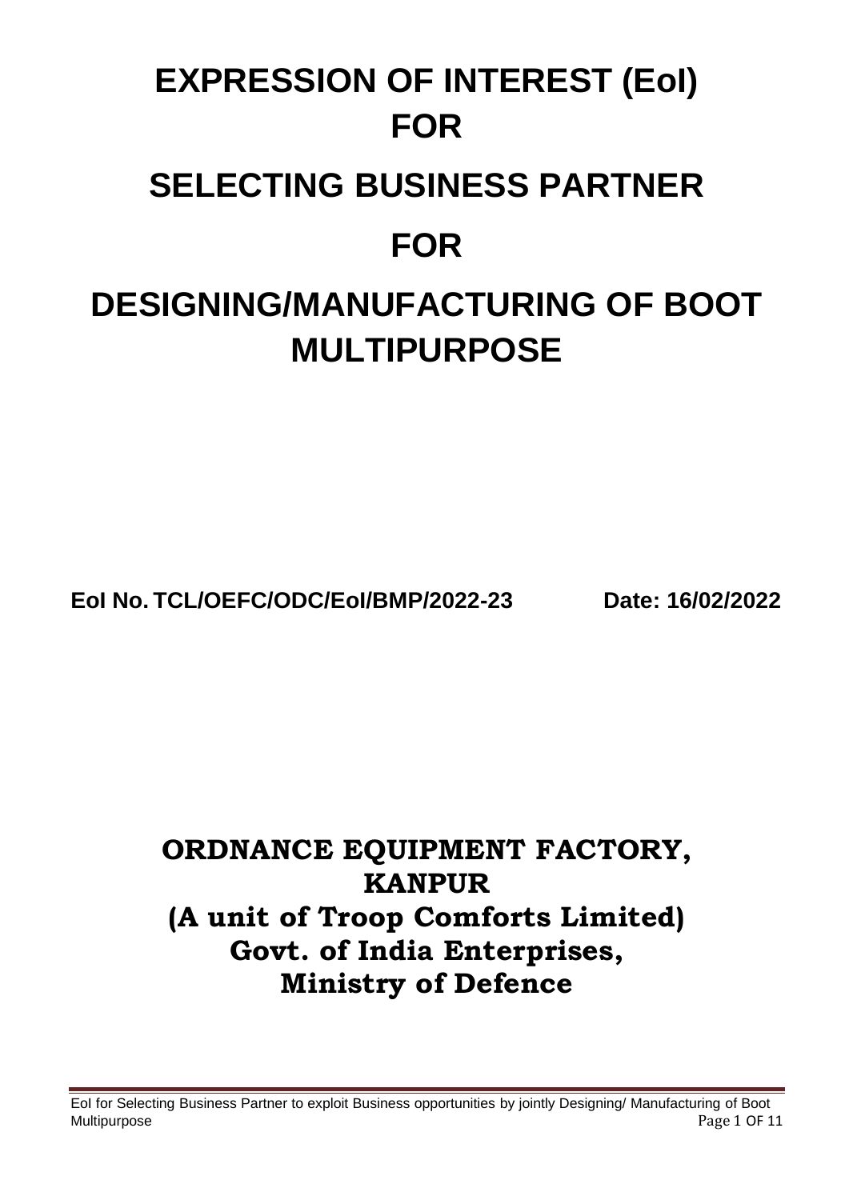# EXPRESSION OF INTEREST (EoI) FOR

# SELECTING BUSINESS PARTNER

# FOR

# DESIGNING/MANUFACTURING OF BOOT MULTIPURPOSE

**EoI No. TCL/OEFC/ODC/EoI/BMP/2022-23 Date: 16/02/2022**

## ORDNANCE EQUIPMENT FACTORY, KANPUR
## (A unit of Troop Comforts Limited)
## Govt. of India Enterprises, Ministry of Defence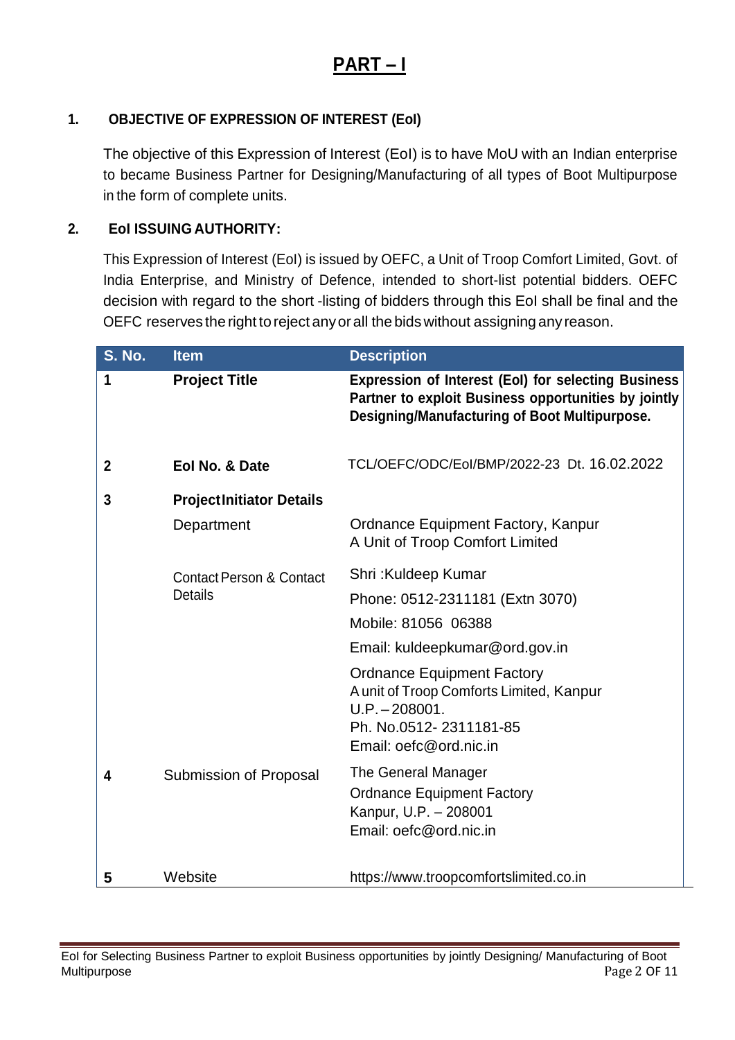# PART – I

## 1. OBJECTIVE OF EXPRESSION OF INTEREST (EoI)

The objective of this Expression of Interest (EoI) is to have MoU with an Indian enterprise to became Business Partner for Designing/Manufacturing of all types of Boot Multipurpose in the form of complete units.

## 2. EoI ISSUING AUTHORITY:

This Expression of Interest (EoI) is issued by OEFC, a Unit of Troop Comfort Limited, Govt. of India Enterprise, and Ministry of Defence, intended to short-list potential bidders. OEFC decision with regard to the short -listing of bidders through this EoI shall be final and the OEFC reserves the right to reject any or all the bids without assigning any reason.

| S. No. | Item | Description |
|---|---|---|
| 1 | **Project Title** | **Expression of Interest (EoI) for selecting Business Partner to exploit Business opportunities by jointly Designing/Manufacturing of Boot Multipurpose.** |
| 2 | **EoI No. & Date** | TCL/OEFC/ODC/EoI/BMP/2022-23 Dt. 16.02.2022 |
| 3 | **ProjectInitiator Details** | |
| | Department | Ordnance Equipment Factory, Kanpur<br>A Unit of Troop Comfort Limited |
| | Contact Person & Contact Details | Shri :Kuldeep Kumar<br>Phone: 0512-2311181 (Extn 3070)<br>Mobile: 81056 06388<br>Email: kuldeepkumar@ord.gov.in<br>Ordnance Equipment Factory<br>A unit of Troop Comforts Limited, Kanpur<br>U.P. – 208001.<br>Ph. No.0512- 2311181-85<br>Email: oefc@ord.nic.in |
| 4 | Submission of Proposal | The General Manager<br>Ordnance Equipment Factory<br>Kanpur, U.P. – 208001<br>Email: oefc@ord.nic.in |
| 5 | Website | https://www.troopcomfortslimited.co.in |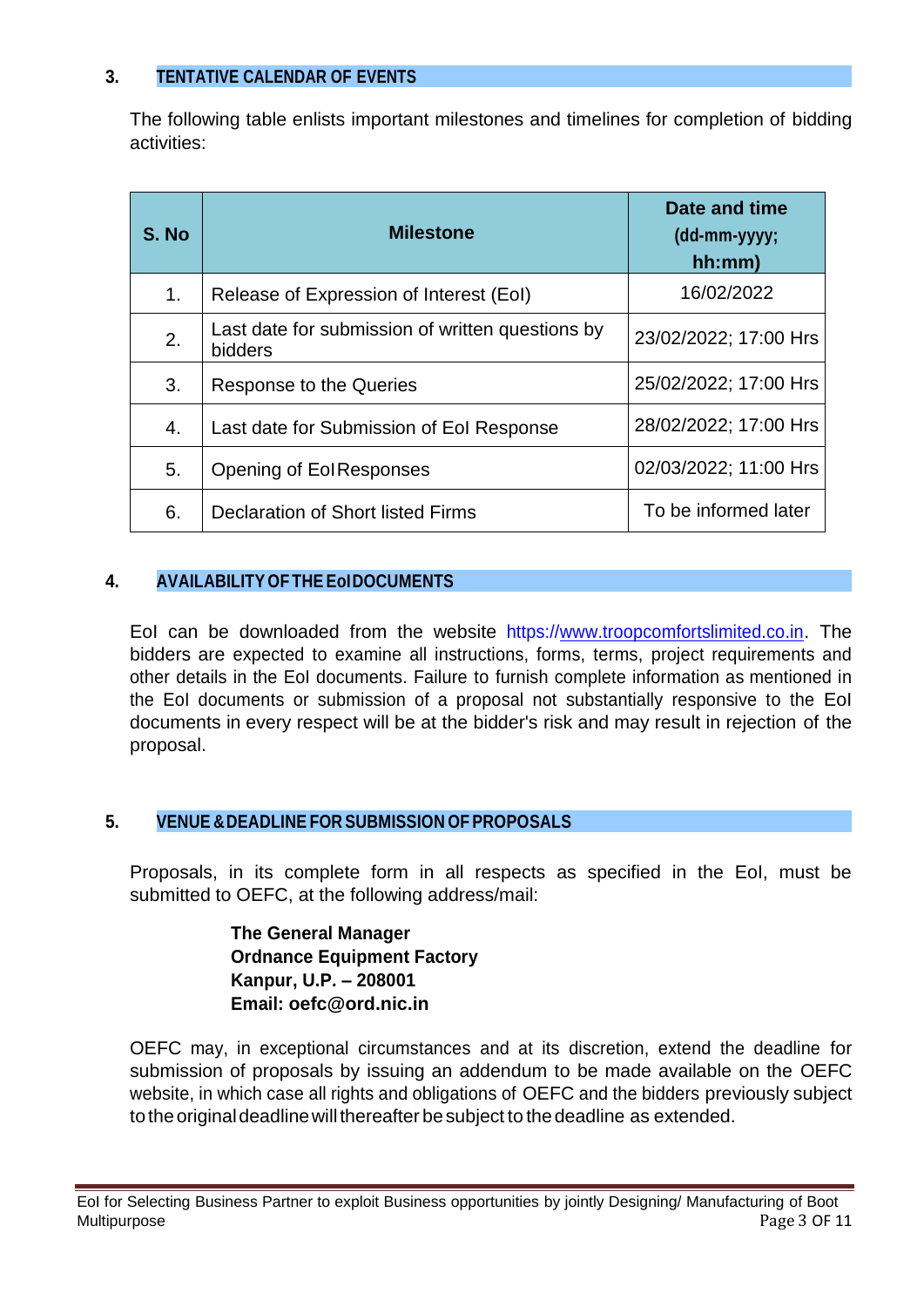## 3. TENTATIVE CALENDAR OF EVENTS

The following table enlists important milestones and timelines for completion of bidding activities:

| S. No | Milestone | Date and time (dd-mm-yyyy; hh:mm) |
|---|---|---|
| 1. | Release of Expression of Interest (EoI) | 16/02/2022 |
| 2. | Last date for submission of written questions by bidders | 23/02/2022; 17:00 Hrs |
| 3. | Response to the Queries | 25/02/2022; 17:00 Hrs |
| 4. | Last date for Submission of EoI Response | 28/02/2022; 17:00 Hrs |
| 5. | Opening of EoI Responses | 02/03/2022; 11:00 Hrs |
| 6. | Declaration of Short listed Firms | To be informed later |

## 4. AVAILABILITY OF THE EoI DOCUMENTS

EoI can be downloaded from the website https://www.troopcomfortslimited.co.in. The bidders are expected to examine all instructions, forms, terms, project requirements and other details in the EoI documents. Failure to furnish complete information as mentioned in the EoI documents or submission of a proposal not substantially responsive to the EoI documents in every respect will be at the bidder's risk and may result in rejection of the proposal.

## 5. VENUE & DEADLINE FOR SUBMISSION OF PROPOSALS

Proposals, in its complete form in all respects as specified in the EoI, must be submitted to OEFC, at the following address/mail:

**The General Manager**
**Ordnance Equipment Factory**
**Kanpur, U.P. – 208001**
**Email: oefc@ord.nic.in**

OEFC may, in exceptional circumstances and at its discretion, extend the deadline for submission of proposals by issuing an addendum to be made available on the OEFC website, in which case all rights and obligations of OEFC and the bidders previously subject to the original deadline will thereafter be subject to the deadline as extended.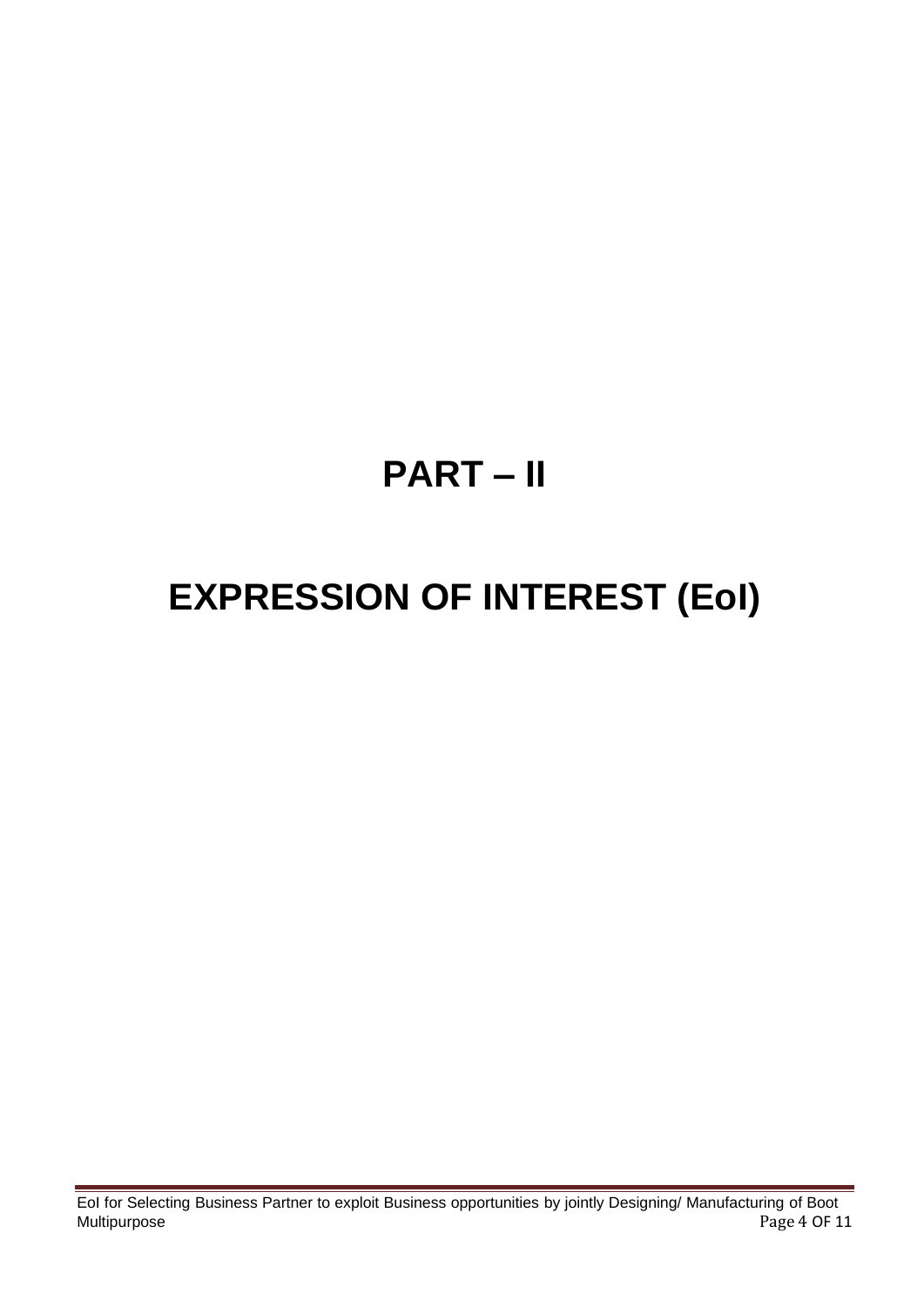# PART – II

# EXPRESSION OF INTEREST (EoI)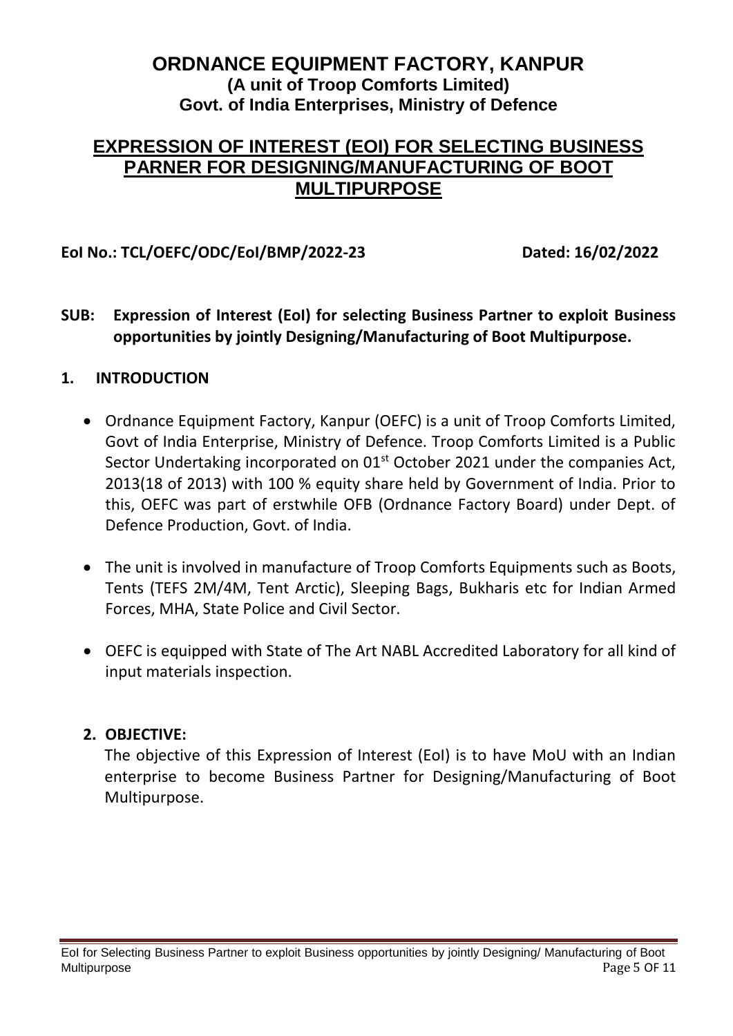# ORDNANCE EQUIPMENT FACTORY, KANPUR

**(A unit of Troop Comforts Limited)**
**Govt. of India Enterprises, Ministry of Defence**

## EXPRESSION OF INTEREST (EOI) FOR SELECTING BUSINESS PARNER FOR DESIGNING/MANUFACTURING OF BOOT MULTIPURPOSE

**EoI No.: TCL/OEFC/ODC/EoI/BMP/2022-23** **Dated: 16/02/2022**

**SUB: Expression of Interest (EoI) for selecting Business Partner to exploit Business opportunities by jointly Designing/Manufacturing of Boot Multipurpose.**

### 1. INTRODUCTION

- Ordnance Equipment Factory, Kanpur (OEFC) is a unit of Troop Comforts Limited, Govt of India Enterprise, Ministry of Defence. Troop Comforts Limited is a Public Sector Undertaking incorporated on 01st October 2021 under the companies Act, 2013(18 of 2013) with 100 % equity share held by Government of India. Prior to this, OEFC was part of erstwhile OFB (Ordnance Factory Board) under Dept. of Defence Production, Govt. of India.
- The unit is involved in manufacture of Troop Comforts Equipments such as Boots, Tents (TEFS 2M/4M, Tent Arctic), Sleeping Bags, Bukharis etc for Indian Armed Forces, MHA, State Police and Civil Sector.
- OEFC is equipped with State of The Art NABL Accredited Laboratory for all kind of input materials inspection.

### 2. OBJECTIVE:

The objective of this Expression of Interest (EoI) is to have MoU with an Indian enterprise to become Business Partner for Designing/Manufacturing of Boot Multipurpose.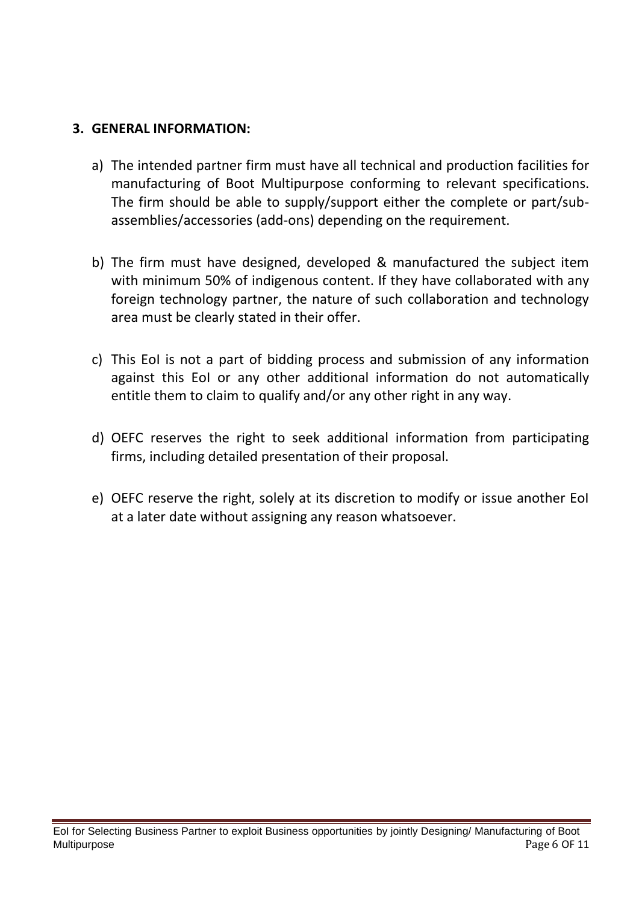## 3. GENERAL INFORMATION:

a) The intended partner firm must have all technical and production facilities for manufacturing of Boot Multipurpose conforming to relevant specifications. The firm should be able to supply/support either the complete or part/sub-assemblies/accessories (add-ons) depending on the requirement.

b) The firm must have designed, developed & manufactured the subject item with minimum 50% of indigenous content. If they have collaborated with any foreign technology partner, the nature of such collaboration and technology area must be clearly stated in their offer.

c) This EoI is not a part of bidding process and submission of any information against this EoI or any other additional information do not automatically entitle them to claim to qualify and/or any other right in any way.

d) OEFC reserves the right to seek additional information from participating firms, including detailed presentation of their proposal.

e) OEFC reserve the right, solely at its discretion to modify or issue another EoI at a later date without assigning any reason whatsoever.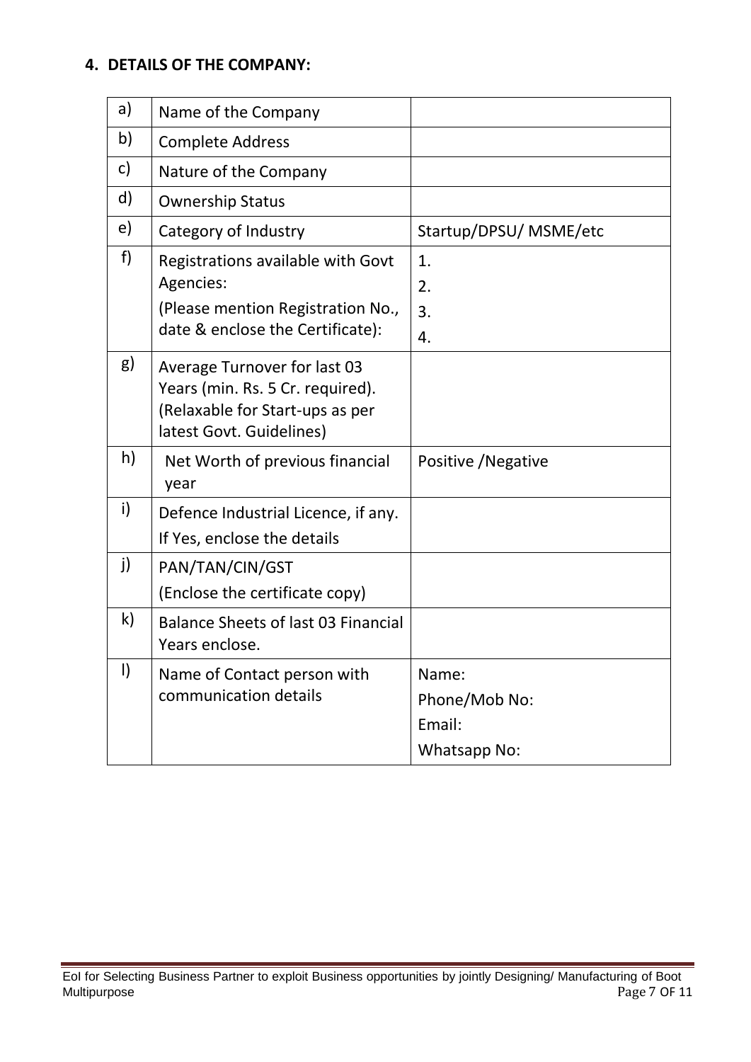## 4. DETAILS OF THE COMPANY:

| | | |
|---|---|---|
| a) | Name of the Company | |
| b) | Complete Address | |
| c) | Nature of the Company | |
| d) | Ownership Status | |
| e) | Category of Industry | Startup/DPSU/ MSME/etc |
| f) | Registrations available with Govt Agencies:<br>(Please mention Registration No., date & enclose the Certificate): | 1.<br>2.<br>3.<br>4. |
| g) | Average Turnover for last 03 Years (min. Rs. 5 Cr. required). (Relaxable for Start-ups as per latest Govt. Guidelines) | |
| h) | Net Worth of previous financial year | Positive /Negative |
| i) | Defence Industrial Licence, if any. If Yes, enclose the details | |
| j) | PAN/TAN/CIN/GST<br>(Enclose the certificate copy) | |
| k) | Balance Sheets of last 03 Financial Years enclose. | |
| l) | Name of Contact person with communication details | Name:<br>Phone/Mob No:<br>Email:<br>Whatsapp No: |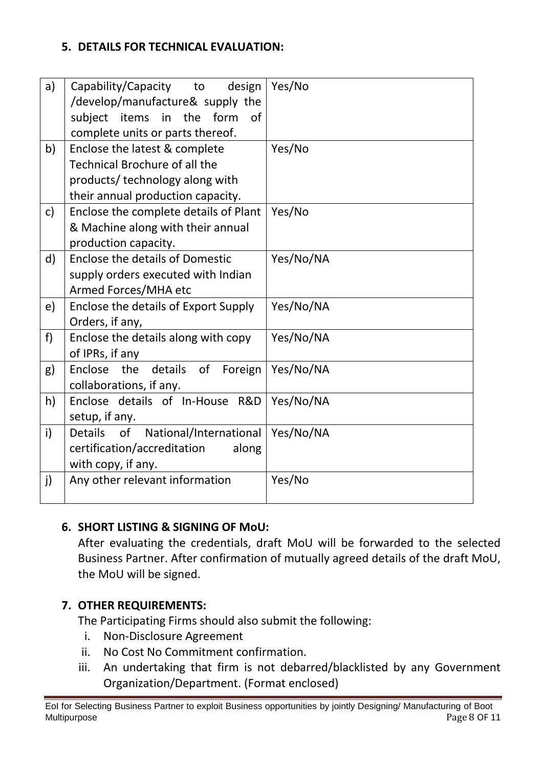### 5. DETAILS FOR TECHNICAL EVALUATION:

| | | |
|---|---|---|
| a) | Capability/Capacity to design /develop/manufacture& supply the subject items in the form of complete units or parts thereof. | Yes/No |
| b) | Enclose the latest & complete Technical Brochure of all the products/ technology along with their annual production capacity. | Yes/No |
| c) | Enclose the complete details of Plant & Machine along with their annual production capacity. | Yes/No |
| d) | Enclose the details of Domestic supply orders executed with Indian Armed Forces/MHA etc | Yes/No/NA |
| e) | Enclose the details of Export Supply Orders, if any, | Yes/No/NA |
| f) | Enclose the details along with copy of IPRs, if any | Yes/No/NA |
| g) | Enclose the details of Foreign collaborations, if any. | Yes/No/NA |
| h) | Enclose details of In-House R&D setup, if any. | Yes/No/NA |
| i) | Details of National/International certification/accreditation along with copy, if any. | Yes/No/NA |
| j) | Any other relevant information | Yes/No |

### 6. SHORT LISTING & SIGNING OF MoU:

After evaluating the credentials, draft MoU will be forwarded to the selected Business Partner. After confirmation of mutually agreed details of the draft MoU, the MoU will be signed.

### 7. OTHER REQUIREMENTS:

The Participating Firms should also submit the following:

- i. Non-Disclosure Agreement
- ii. No Cost No Commitment confirmation.
- iii. An undertaking that firm is not debarred/blacklisted by any Government Organization/Department. (Format enclosed)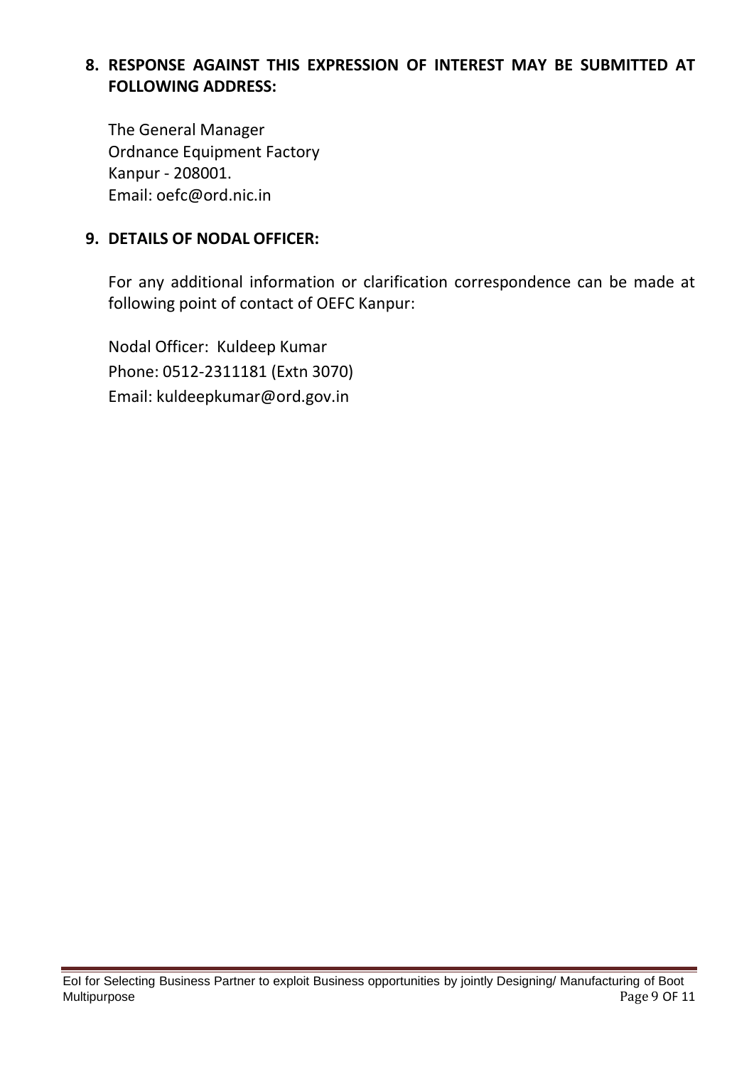**8. RESPONSE AGAINST THIS EXPRESSION OF INTEREST MAY BE SUBMITTED AT FOLLOWING ADDRESS:**

The General Manager
Ordnance Equipment Factory
Kanpur - 208001.
Email: oefc@ord.nic.in

**9. DETAILS OF NODAL OFFICER:**

For any additional information or clarification correspondence can be made at following point of contact of OEFC Kanpur:

Nodal Officer: Kuldeep Kumar
Phone: 0512-2311181 (Extn 3070)
Email: kuldeepkumar@ord.gov.in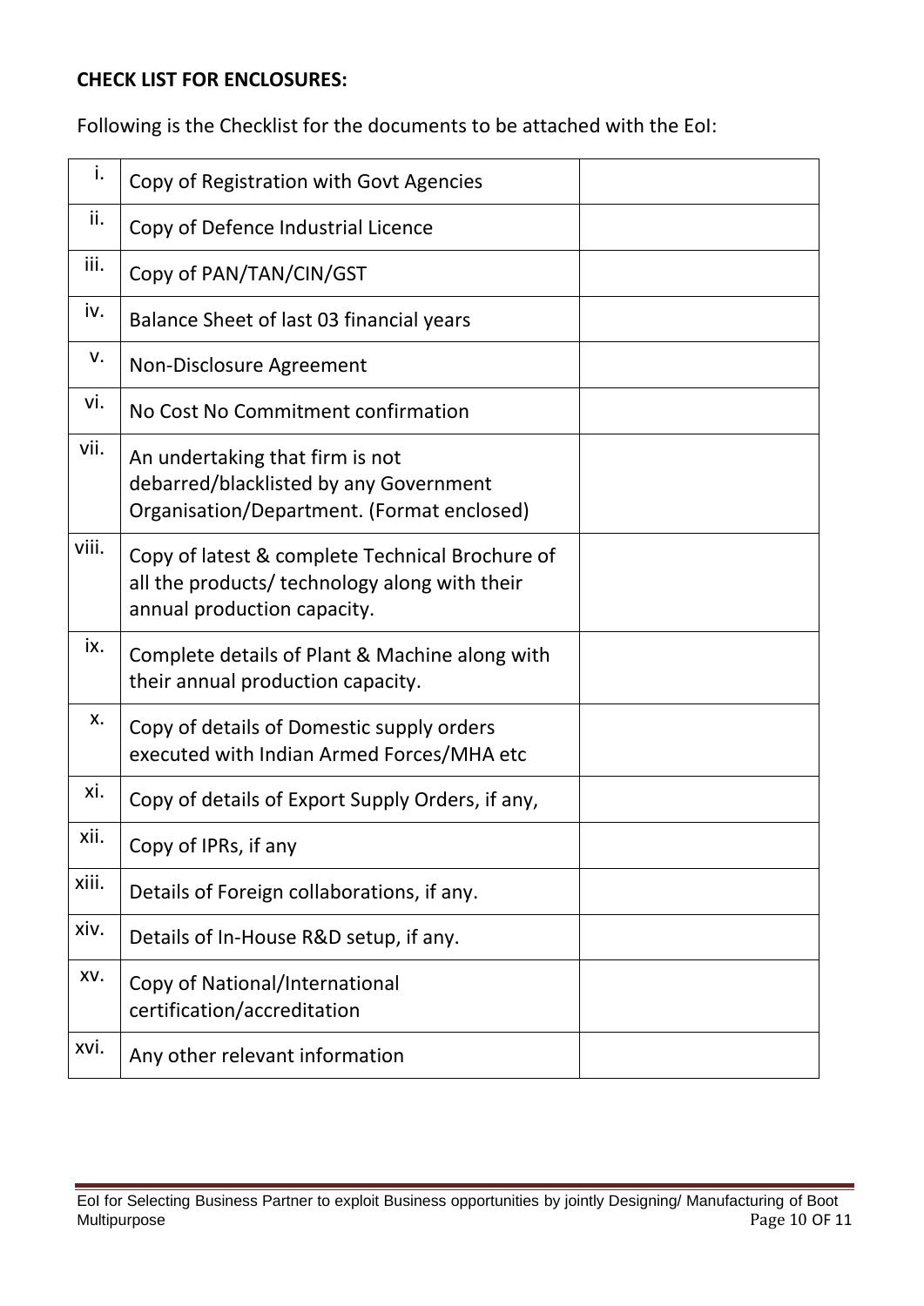**CHECK LIST FOR ENCLOSURES:**

Following is the Checklist for the documents to be attached with the EoI:

| | | |
|---|---|---|
| i. | Copy of Registration with Govt Agencies | |
| ii. | Copy of Defence Industrial Licence | |
| iii. | Copy of PAN/TAN/CIN/GST | |
| iv. | Balance Sheet of last 03 financial years | |
| v. | Non-Disclosure Agreement | |
| vi. | No Cost No Commitment confirmation | |
| vii. | An undertaking that firm is not debarred/blacklisted by any Government Organisation/Department. (Format enclosed) | |
| viii. | Copy of latest & complete Technical Brochure of all the products/ technology along with their annual production capacity. | |
| ix. | Complete details of Plant & Machine along with their annual production capacity. | |
| x. | Copy of details of Domestic supply orders executed with Indian Armed Forces/MHA etc | |
| xi. | Copy of details of Export Supply Orders, if any, | |
| xii. | Copy of IPRs, if any | |
| xiii. | Details of Foreign collaborations, if any. | |
| xiv. | Details of In-House R&D setup, if any. | |
| xv. | Copy of National/International certification/accreditation | |
| xvi. | Any other relevant information | |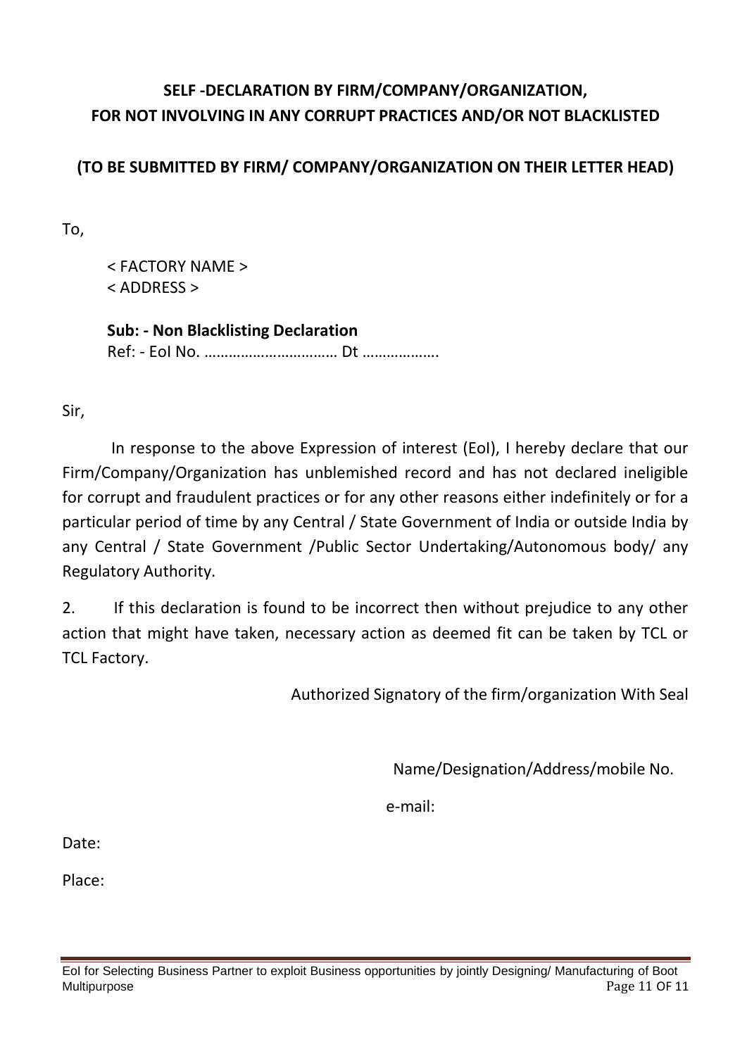## SELF -DECLARATION BY FIRM/COMPANY/ORGANIZATION, FOR NOT INVOLVING IN ANY CORRUPT PRACTICES AND/OR NOT BLACKLISTED

**(TO BE SUBMITTED BY FIRM/ COMPANY/ORGANIZATION ON THEIR LETTER HEAD)**

To,

< FACTORY NAME >
< ADDRESS >

**Sub: - Non Blacklisting Declaration**
Ref: - EoI No. …………………………… Dt ……………….

Sir,

In response to the above Expression of interest (EoI), I hereby declare that our Firm/Company/Organization has unblemished record and has not declared ineligible for corrupt and fraudulent practices or for any other reasons either indefinitely or for a particular period of time by any Central / State Government of India or outside India by any Central / State Government /Public Sector Undertaking/Autonomous body/ any Regulatory Authority.

2. If this declaration is found to be incorrect then without prejudice to any other action that might have taken, necessary action as deemed fit can be taken by TCL or TCL Factory.

Authorized Signatory of the firm/organization With Seal

Name/Designation/Address/mobile No.

e-mail:

Date:

Place: